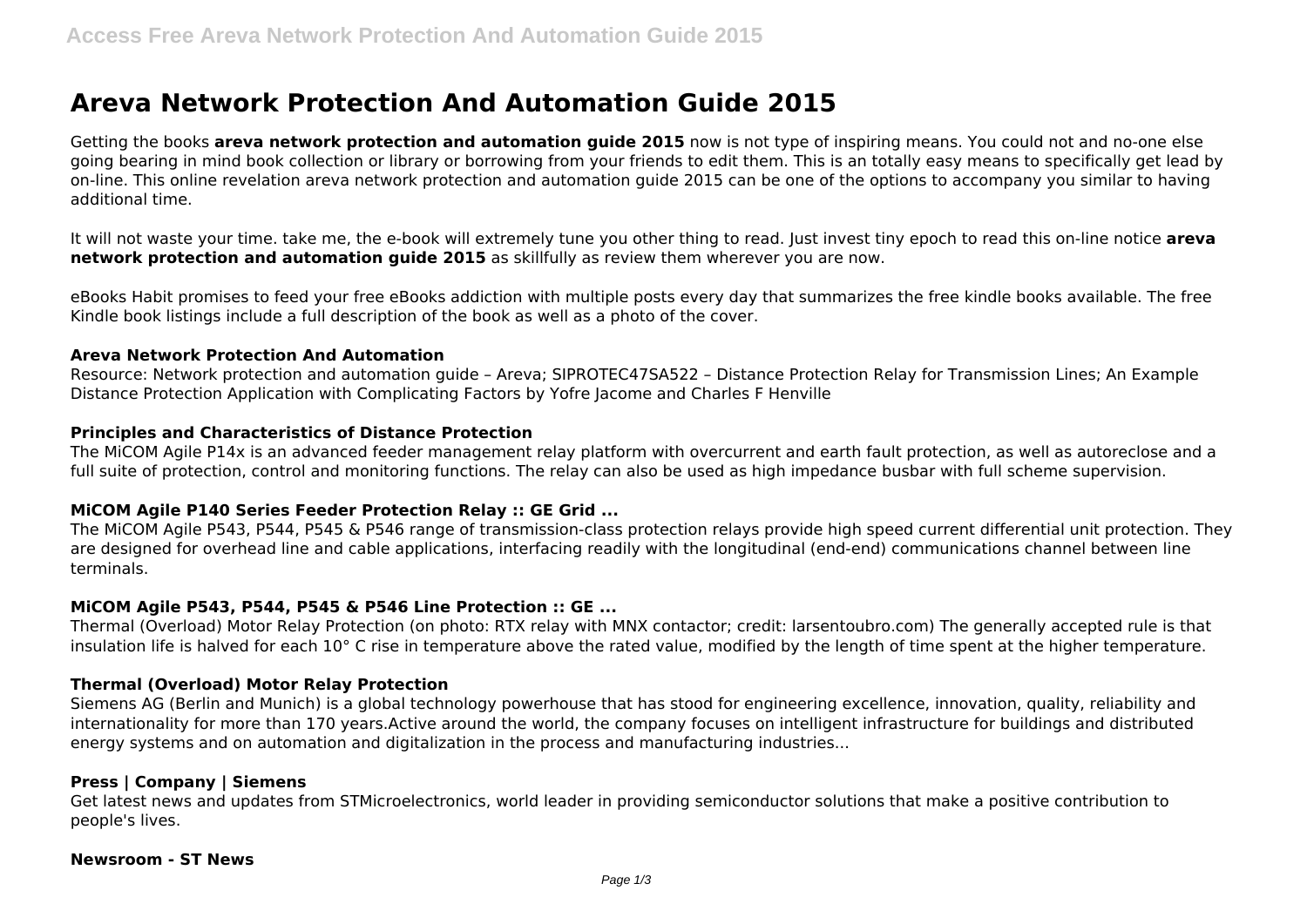# Areva Network Protection And Automation Guide 2015

Getting the books **areva network protection and automation guide 2015** now is not type of inspiring means. You could not and no-one else going bearing in mind book collection or library or borrowing from your friends to edit them. This is an totally easy means to specifically get lead by on-line. This online revelation areva network protection and automation guide 2015 can be one of the options to accompany you similar to having additional time.

It will not waste your time. take me, the e-book will extremely tune you other thing to read. Just invest tiny epoch to read this on-line notice **areva network protection and automation guide 2015** as skillfully as review them wherever you are now.

eBooks Habit promises to feed your free eBooks addiction with multiple posts every day that summarizes the free kindle books available. The free Kindle book listings include a full description of the book as well as a photo of the cover.

### Areva Network Protection And Automation

Resource: Network protection and automation guide – Areva; SIPROTEC47SA522 – Distance Protection Relay for Transmission Lines; An Example Distance Protection Application with Complicating Factors by Yofre Jacome and Charles F Henville

### Principles and Characteristics of Distance Protection

The MiCOM Agile P14x is an advanced feeder management relay platform with overcurrent and earth fault protection, as well as autoreclose and a full suite of protection, control and monitoring functions. The relay can also be used as high impedance busbar with full scheme supervision.

### MiCOM Agile P140 Series Feeder Protection Relay :: GE Grid ...

The MiCOM Agile P543, P544, P545 & P546 range of transmission-class protection relays provide high speed current differential unit protection. They are designed for overhead line and cable applications, interfacing readily with the longitudinal (end-end) communications channel between line terminals.

### MiCOM Agile P543, P544, P545 & P546 Line Protection :: GE ...

Thermal (Overload) Motor Relay Protection (on photo: RTX relay with MNX contactor; credit: larsentoubro.com) The generally accepted rule is that insulation life is halved for each 10° C rise in temperature above the rated value, modified by the length of time spent at the higher temperature.

### Thermal (Overload) Motor Relay Protection

Siemens AG (Berlin and Munich) is a global technology powerhouse that has stood for engineering excellence, innovation, quality, reliability and internationality for more than 170 years.Active around the world, the company focuses on intelligent infrastructure for buildings and distributed energy systems and on automation and digitalization in the process and manufacturing industries...

### Press | Company | Siemens

Get latest news and updates from STMicroelectronics, world leader in providing semiconductor solutions that make a positive contribution to people's lives.

### Newsroom - ST News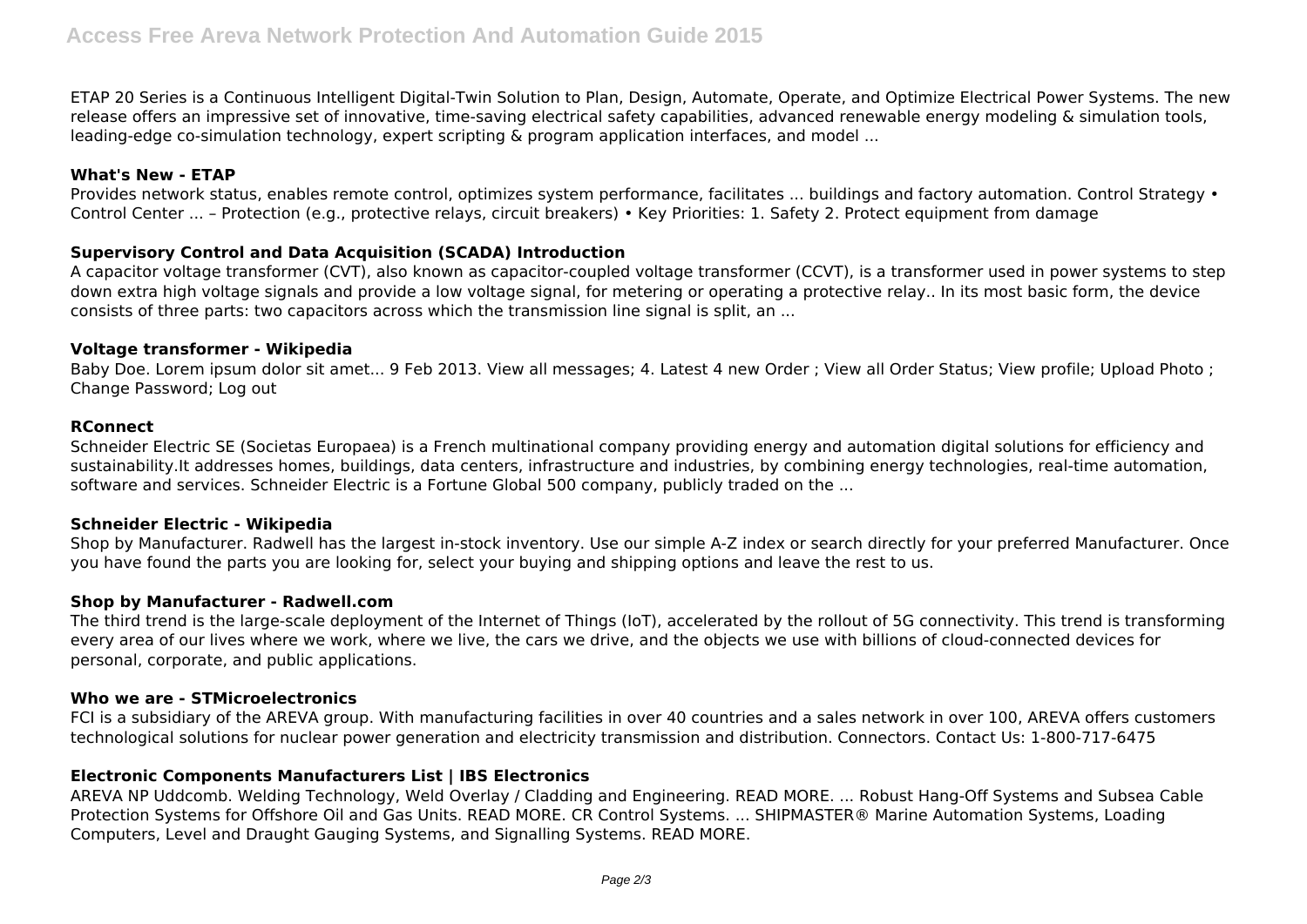ETAP 20 Series is a Continuous Intelligent Digital-Twin Solution to Plan, Design, Automate, Operate, and Optimize Electrical Power Systems. The new release offers an impressive set of innovative, time-saving electrical safety capabilities, advanced renewable energy modeling & simulation tools, leading-edge co-simulation technology, expert scripting & program application interfaces, and model ...

### What's New - ETAP

Provides network status, enables remote control, optimizes system performance, facilitates ... buildings and factory automation. Control Strategy • Control Center ... – Protection (e.g., protective relays, circuit breakers) • Key Priorities: 1. Safety 2. Protect equipment from damage

### Supervisory Control and Data Acquisition (SCADA) Introduction

A capacitor voltage transformer (CVT), also known as capacitor-coupled voltage transformer (CCVT), is a transformer used in power systems to step down extra high voltage signals and provide a low voltage signal, for metering or operating a protective relay.. In its most basic form, the device consists of three parts: two capacitors across which the transmission line signal is split, an ...

### Voltage transformer - Wikipedia

Baby Doe. Lorem ipsum dolor sit amet... 9 Feb 2013. View all messages; 4. Latest 4 new Order ; View all Order Status; View profile; Upload Photo ; Change Password; Log out

### RConnect

Schneider Electric SE (Societas Europaea) is a French multinational company providing energy and automation digital solutions for efficiency and sustainability.It addresses homes, buildings, data centers, infrastructure and industries, by combining energy technologies, real-time automation, software and services. Schneider Electric is a Fortune Global 500 company, publicly traded on the ...

### Schneider Electric - Wikipedia

Shop by Manufacturer. Radwell has the largest in-stock inventory. Use our simple A-Z index or search directly for your preferred Manufacturer. Once you have found the parts you are looking for, select your buying and shipping options and leave the rest to us.

### Shop by Manufacturer - Radwell.com

The third trend is the large-scale deployment of the Internet of Things (IoT), accelerated by the rollout of 5G connectivity. This trend is transforming every area of our lives where we work, where we live, the cars we drive, and the objects we use with billions of cloud-connected devices for personal, corporate, and public applications.

### Who we are - STMicroelectronics

FCI is a subsidiary of the AREVA group. With manufacturing facilities in over 40 countries and a sales network in over 100, AREVA offers customers technological solutions for nuclear power generation and electricity transmission and distribution. Connectors. Contact Us: 1-800-717-6475

### Electronic Components Manufacturers List | IBS Electronics

AREVA NP Uddcomb. Welding Technology, Weld Overlay / Cladding and Engineering. READ MORE. ... Robust Hang-Off Systems and Subsea Cable Protection Systems for Offshore Oil and Gas Units. READ MORE. CR Control Systems. ... SHIPMASTER® Marine Automation Systems, Loading Computers, Level and Draught Gauging Systems, and Signalling Systems. READ MORE.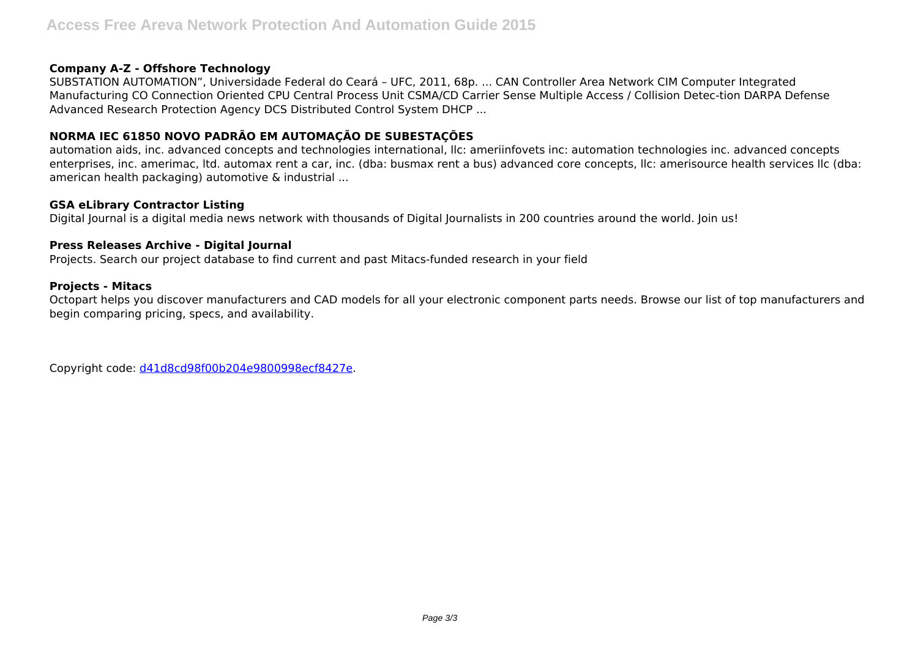### Company A-Z - Offshore Technology

SUBSTATION AUTOMATION", Universidade Federal do Ceará – UFC, 2011, 68p. ... CAN Controller Area Network CIM Computer Integrated Manufacturing CO Connection Oriented CPU Central Process Unit CSMA/CD Carrier Sense Multiple Access / Collision Detec-tion DARPA Defense Advanced Research Protection Agency DCS Distributed Control System DHCP ...

### NORMA IEC 61850 NOVO PADRÃO EM AUTOMAÇÃO DE SUBESTAÇÕES

automation aids, inc. advanced concepts and technologies international, llc: ameriinfovets inc: automation technologies inc. advanced concepts enterprises, inc. amerimac, ltd. automax rent a car, inc. (dba: busmax rent a bus) advanced core concepts, llc: amerisource health services llc (dba: american health packaging) automotive & industrial ...

### GSA eLibrary Contractor Listing

Digital Journal is a digital media news network with thousands of Digital Journalists in 200 countries around the world. Join us!

### Press Releases Archive - Digital Journal

Projects. Search our project database to find current and past Mitacs-funded research in your field

### Projects - Mitacs

Octopart helps you discover manufacturers and CAD models for all your electronic component parts needs. Browse our list of top manufacturers and begin comparing pricing, specs, and availability.

Copyright code: d41d8cd98f00b204e9800998ecf8427e.